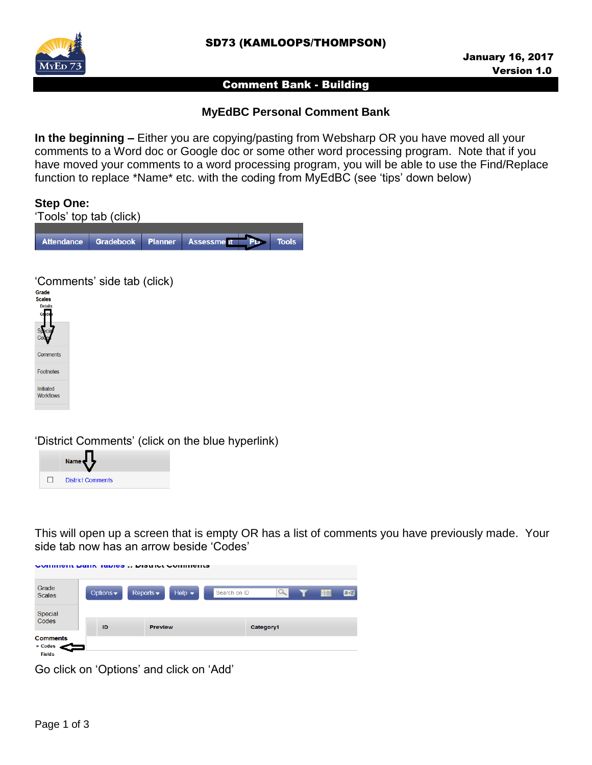SD73 (KAMLOOPS/THOMPSON)

**January 16, 2017**
**Version 1.0**

# Comment Bank - Building

## MyEdBC Personal Comment Bank

**In the beginning –** Either you are copying/pasting from Websharp OR you have moved all your comments to a Word doc or Google doc or some other word processing program. Note that if you have moved your comments to a word processing program, you will be able to use the Find/Replace function to replace *Name* etc. with the coding from MyEdBC (see 'tips' down below)

**Step One:**
'Tools' top tab (click)

Attendance | Gradebook | Planner | Assessment | Pu | Tools

'Comments' side tab (click)

Grade Scales
Details
Grades
Special Codes
Comments
Footnotes
Initiated Workflows

'District Comments' (click on the blue hyperlink)

| | Name |
|---|---|
| ☐ | District Comments |

This will open up a screen that is empty OR has a list of comments you have previously made. Your side tab now has an arrow beside 'Codes'

Comment Bank Tables :: District Comments

Grade Scales
Special Codes
Comments
▸ Codes
Fields

Options ▾ | Reports ▾ | Help ▾ | Search on ID

| ID | Preview | Category1 |
|---|---|---|

Go click on 'Options' and click on 'Add'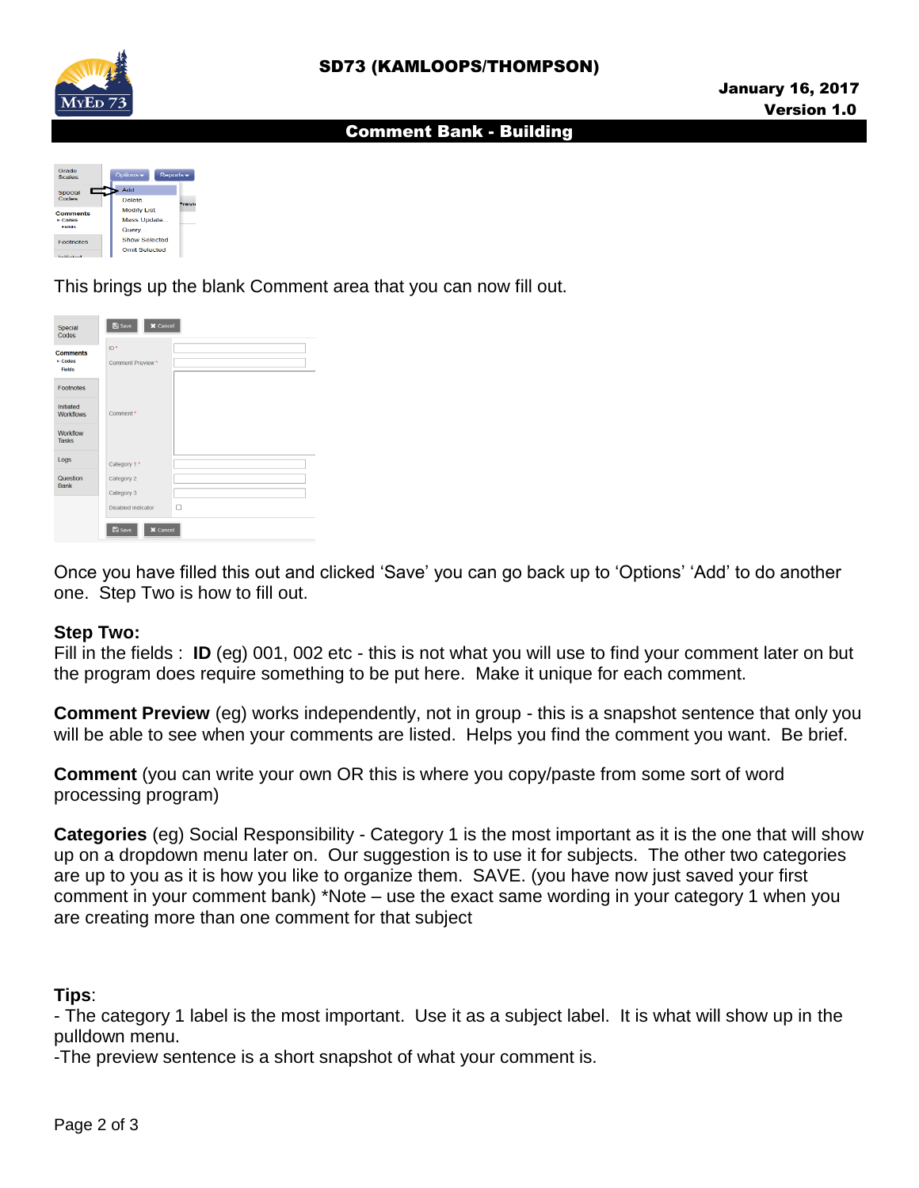This brings up the blank Comment area that you can now fill out.

Once you have filled this out and clicked 'Save' you can go back up to 'Options' 'Add' to do another one. Step Two is how to fill out.

**Step Two:**
Fill in the fields : **ID** (eg) 001, 002 etc - this is not what you will use to find your comment later on but the program does require something to be put here. Make it unique for each comment.

**Comment Preview** (eg) works independently, not in group - this is a snapshot sentence that only you will be able to see when your comments are listed. Helps you find the comment you want. Be brief.

**Comment** (you can write your own OR this is where you copy/paste from some sort of word processing program)

**Categories** (eg) Social Responsibility - Category 1 is the most important as it is the one that will show up on a dropdown menu later on. Our suggestion is to use it for subjects. The other two categories are up to you as it is how you like to organize them. SAVE. (you have now just saved your first comment in your comment bank) *Note – use the exact same wording in your category 1 when you are creating more than one comment for that subject

**Tips**:
- The category 1 label is the most important. Use it as a subject label. It is what will show up in the pulldown menu.
-The preview sentence is a short snapshot of what your comment is.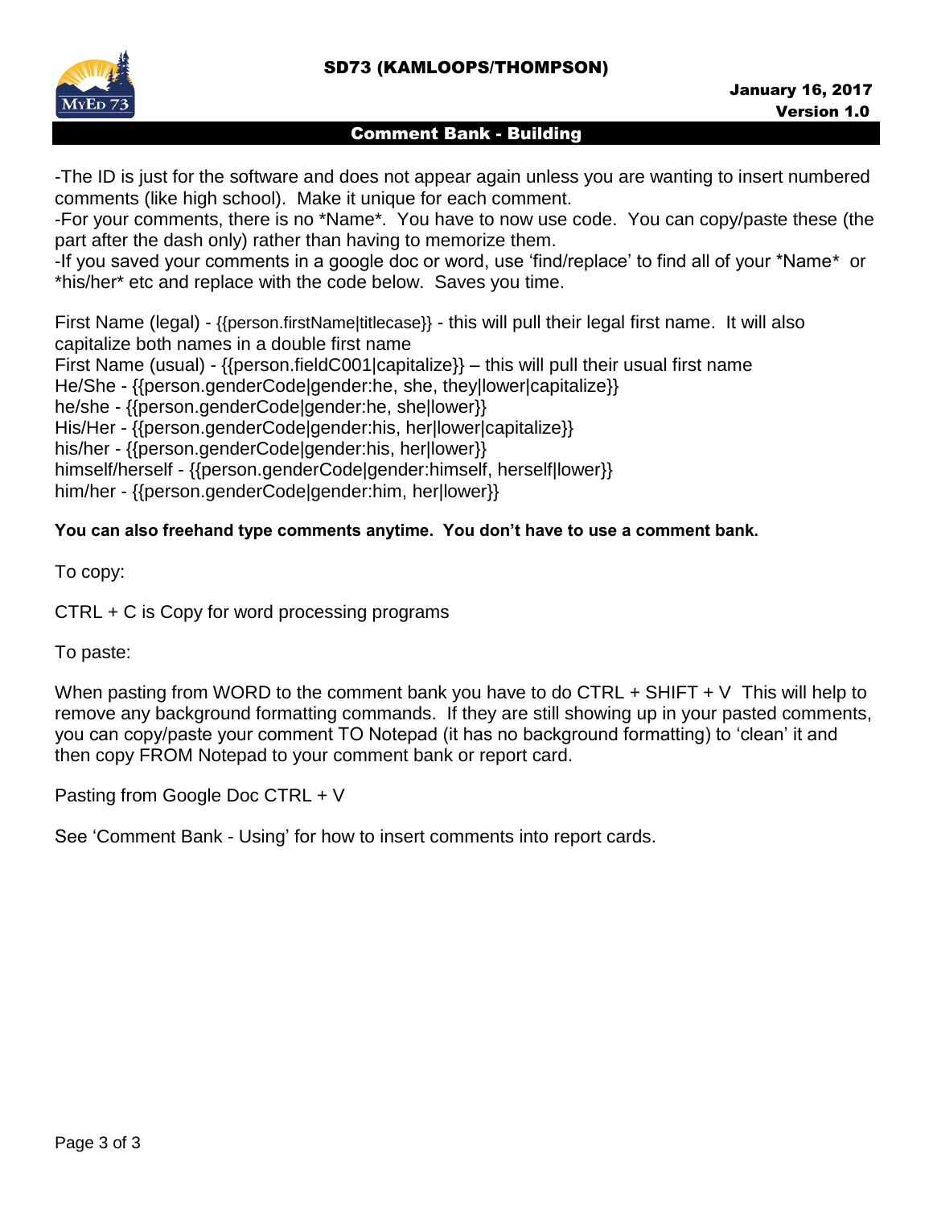## Comment Bank - Building

-The ID is just for the software and does not appear again unless you are wanting to insert numbered comments (like high school). Make it unique for each comment.
-For your comments, there is no *Name*. You have to now use code. You can copy/paste these (the part after the dash only) rather than having to memorize them.
-If you saved your comments in a google doc or word, use 'find/replace' to find all of your *Name* or *his/her* etc and replace with the code below. Saves you time.

First Name (legal) - {{person.firstName|titlecase}} - this will pull their legal first name. It will also capitalize both names in a double first name
First Name (usual) - {{person.fieldC001|capitalize}} – this will pull their usual first name
He/She - {{person.genderCode|gender:he, she, they|lower|capitalize}}
he/she - {{person.genderCode|gender:he, she|lower}}
His/Her - {{person.genderCode|gender:his, her|lower|capitalize}}
his/her - {{person.genderCode|gender:his, her|lower}}
himself/herself - {{person.genderCode|gender:himself, herself|lower}}
him/her - {{person.genderCode|gender:him, her|lower}}

**You can also freehand type comments anytime. You don't have to use a comment bank.**

To copy:

CTRL + C is Copy for word processing programs

To paste:

When pasting from WORD to the comment bank you have to do CTRL + SHIFT + V This will help to remove any background formatting commands. If they are still showing up in your pasted comments, you can copy/paste your comment TO Notepad (it has no background formatting) to 'clean' it and then copy FROM Notepad to your comment bank or report card.

Pasting from Google Doc CTRL + V

See 'Comment Bank - Using' for how to insert comments into report cards.